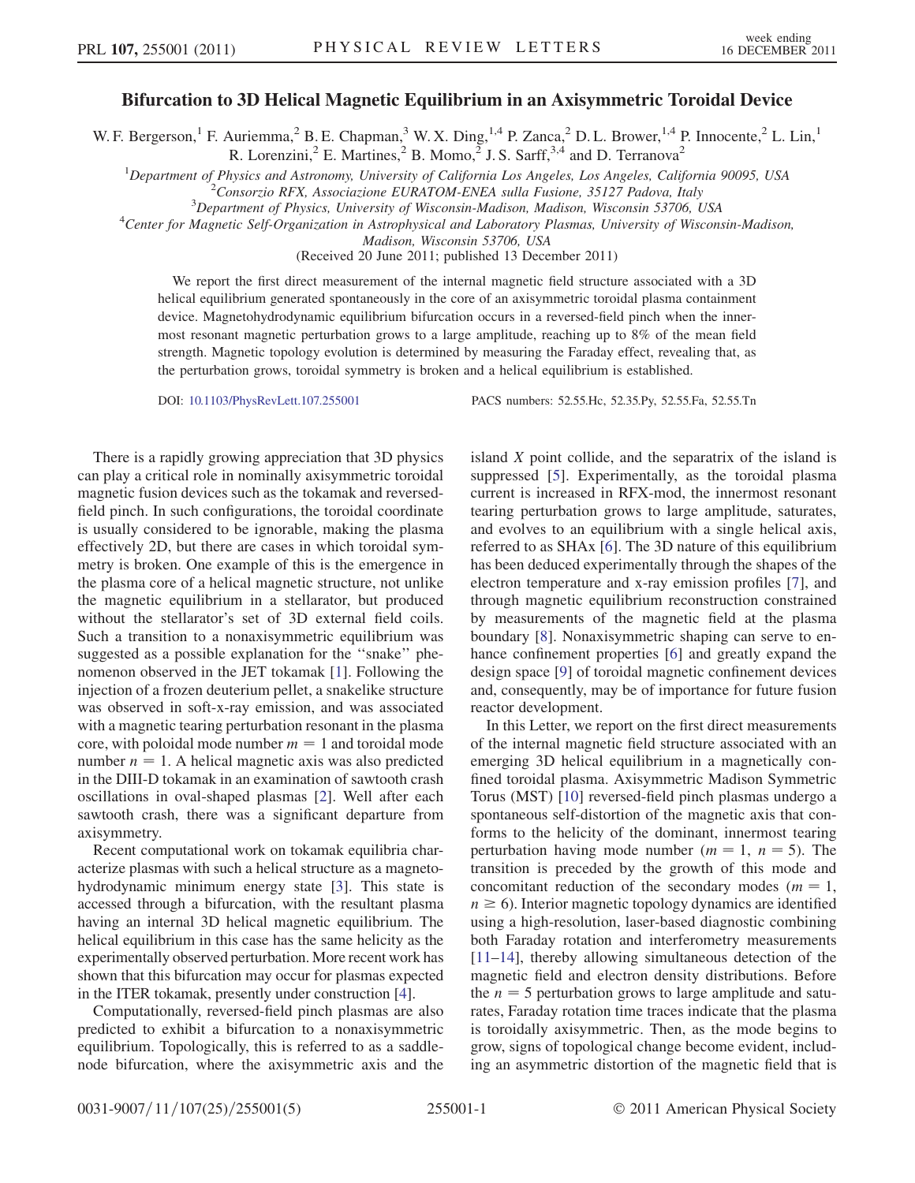# Bifurcation to 3D Helical Magnetic Equilibrium in an Axisymmetric Toroidal Device

W. F. Bergerson,[1] F. Auriemma,[2] B. E. Chapman,[3] W. X. Ding,[1,4] P. Zanca,[2] D. L. Brower,[1,4] P. Innocente,[2] L. Lin,[1] R. Lorenzini,[2] E. Martines,[2] B. Momo,[2] J. S. Sarff,[3,4] and D. Terranova[2]

[1]Department of Physics and Astronomy, University of California Los Angeles, Los Angeles, California 90095, USA
[2]Consorzio RFX, Associazione EURATOM-ENEA sulla Fusione, 35127 Padova, Italy
[3]Department of Physics, University of Wisconsin-Madison, Madison, Wisconsin 53706, USA
[4]Center for Magnetic Self-Organization in Astrophysical and Laboratory Plasmas, University of Wisconsin-Madison, Madison, Wisconsin 53706, USA

(Received 20 June 2011; published 13 December 2011)

We report the first direct measurement of the internal magnetic field structure associated with a 3D helical equilibrium generated spontaneously in the core of an axisymmetric toroidal plasma containment device. Magnetohydrodynamic equilibrium bifurcation occurs in a reversed-field pinch when the innermost resonant magnetic perturbation grows to a large amplitude, reaching up to 8% of the mean field strength. Magnetic topology evolution is determined by measuring the Faraday effect, revealing that, as the perturbation grows, toroidal symmetry is broken and a helical equilibrium is established.

DOI: 10.1103/PhysRevLett.107.255001 PACS numbers: 52.55.Hc, 52.35.Py, 52.55.Fa, 52.55.Tn

There is a rapidly growing appreciation that 3D physics can play a critical role in nominally axisymmetric toroidal magnetic fusion devices such as the tokamak and reversed-field pinch. In such configurations, the toroidal coordinate is usually considered to be ignorable, making the plasma effectively 2D, but there are cases in which toroidal symmetry is broken. One example of this is the emergence in the plasma core of a helical magnetic structure, not unlike the magnetic equilibrium in a stellarator, but produced without the stellarator's set of 3D external field coils. Such a transition to a nonaxisymmetric equilibrium was suggested as a possible explanation for the "snake" phenomenon observed in the JET tokamak [1]. Following the injection of a frozen deuterium pellet, a snakelike structure was observed in soft-x-ray emission, and was associated with a magnetic tearing perturbation resonant in the plasma core, with poloidal mode number $m = 1$ and toroidal mode number $n = 1$. A helical magnetic axis was also predicted in the DIII-D tokamak in an examination of sawtooth crash oscillations in oval-shaped plasmas [2]. Well after each sawtooth crash, there was a significant departure from axisymmetry.

Recent computational work on tokamak equilibria characterize plasmas with such a helical structure as a magnetohydrodynamic minimum energy state [3]. This state is accessed through a bifurcation, with the resultant plasma having an internal 3D helical magnetic equilibrium. The helical equilibrium in this case has the same helicity as the experimentally observed perturbation. More recent work has shown that this bifurcation may occur for plasmas expected in the ITER tokamak, presently under construction [4].

Computationally, reversed-field pinch plasmas are also predicted to exhibit a bifurcation to a nonaxisymmetric equilibrium. Topologically, this is referred to as a saddle-node bifurcation, where the axisymmetric axis and the island $X$ point collide, and the separatrix of the island is suppressed [5]. Experimentally, as the toroidal plasma current is increased in RFX-mod, the innermost resonant tearing perturbation grows to large amplitude, saturates, and evolves to an equilibrium with a single helical axis, referred to as SHAx [6]. The 3D nature of this equilibrium has been deduced experimentally through the shapes of the electron temperature and x-ray emission profiles [7], and through magnetic equilibrium reconstruction constrained by measurements of the magnetic field at the plasma boundary [8]. Nonaxisymmetric shaping can serve to enhance confinement properties [6] and greatly expand the design space [9] of toroidal magnetic confinement devices and, consequently, may be of importance for future fusion reactor development.

In this Letter, we report on the first direct measurements of the internal magnetic field structure associated with an emerging 3D helical equilibrium in a magnetically confined toroidal plasma. Axisymmetric Madison Symmetric Torus (MST) [10] reversed-field pinch plasmas undergo a spontaneous self-distortion of the magnetic axis that conforms to the helicity of the dominant, innermost tearing perturbation having mode number ($m = 1$, $n = 5$). The transition is preceded by the growth of this mode and concomitant reduction of the secondary modes ($m = 1$, $n \geq 6$). Interior magnetic topology dynamics are identified using a high-resolution, laser-based diagnostic combining both Faraday rotation and interferometry measurements [11–14], thereby allowing simultaneous detection of the magnetic field and electron density distributions. Before the $n = 5$ perturbation grows to large amplitude and saturates, Faraday rotation time traces indicate that the plasma is toroidally axisymmetric. Then, as the mode begins to grow, signs of topological change become evident, including an asymmetric distortion of the magnetic field that is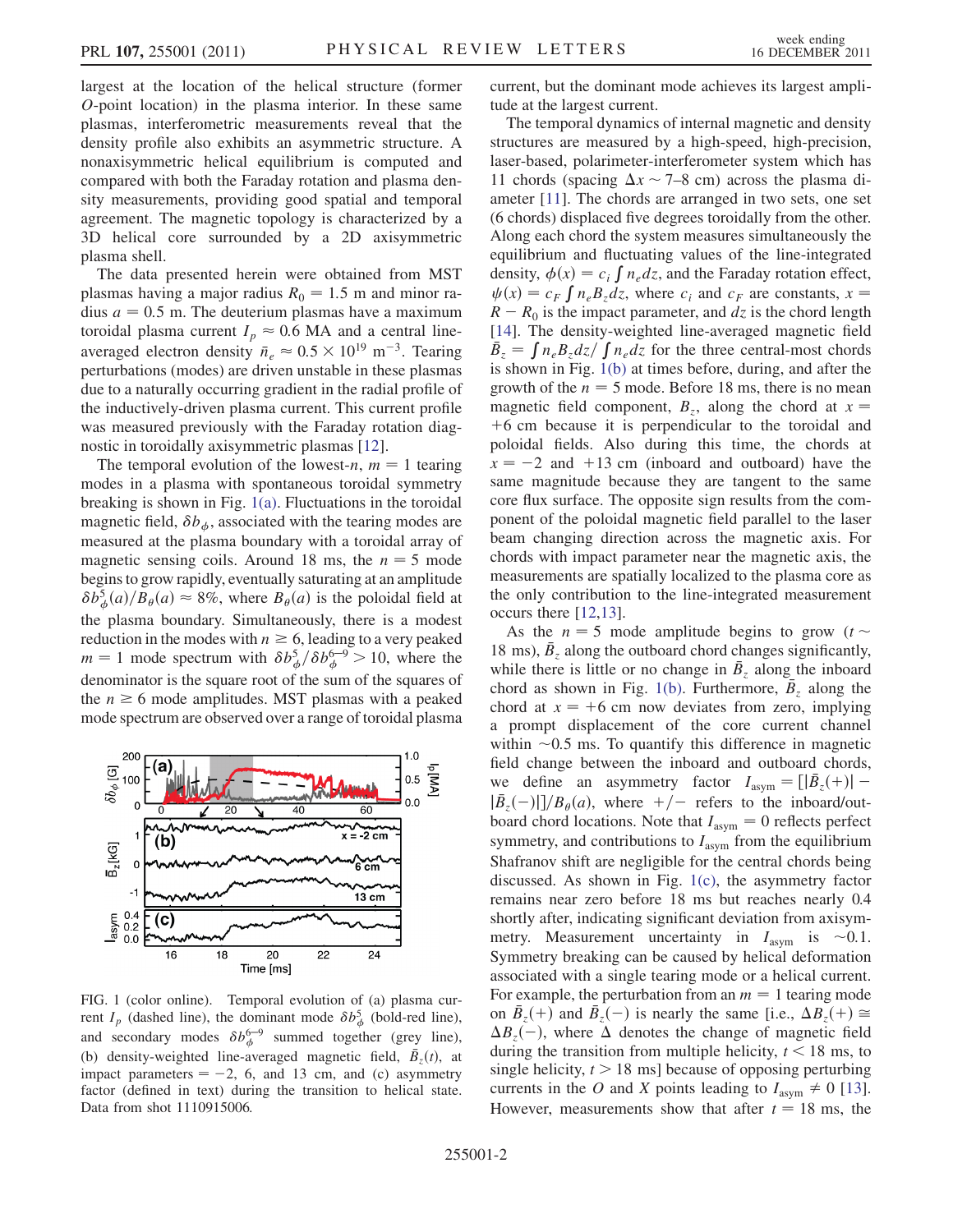largest at the location of the helical structure (former $O$-point location) in the plasma interior. In these same plasmas, interferometric measurements reveal that the density profile also exhibits an asymmetric structure. A nonaxisymmetric helical equilibrium is computed and compared with both the Faraday rotation and plasma density measurements, providing good spatial and temporal agreement. The magnetic topology is characterized by a 3D helical core surrounded by a 2D axisymmetric plasma shell.

The data presented herein were obtained from MST plasmas having a major radius $R_0 = 1.5$ m and minor radius $a = 0.5$ m. The deuterium plasmas have a maximum toroidal plasma current $I_p \approx 0.6$ MA and a central line-averaged electron density $\bar{n}_e \approx 0.5 \times 10^{19}$ m$^{-3}$. Tearing perturbations (modes) are driven unstable in these plasmas due to a naturally occurring gradient in the radial profile of the inductively-driven plasma current. This current profile was measured previously with the Faraday rotation diagnostic in toroidally axisymmetric plasmas [12].

The temporal evolution of the lowest-$n$, $m = 1$ tearing modes in a plasma with spontaneous toroidal symmetry breaking is shown in Fig. 1(a). Fluctuations in the toroidal magnetic field, $\delta b_\phi$, associated with the tearing modes are measured at the plasma boundary with a toroidal array of magnetic sensing coils. Around 18 ms, the $n = 5$ mode begins to grow rapidly, eventually saturating at an amplitude $\delta b_\phi^5(a)/B_\theta(a) \approx 8\%$, where $B_\theta(a)$ is the poloidal field at the plasma boundary. Simultaneously, there is a modest reduction in the modes with $n \geq 6$, leading to a very peaked $m = 1$ mode spectrum with $\delta b_\phi^5/\delta b_\phi^{6-9} > 10$, where the denominator is the square root of the sum of the squares of the $n \geq 6$ mode amplitudes. MST plasmas with a peaked mode spectrum are observed over a range of toroidal plasma current, but the dominant mode achieves its largest amplitude at the largest current.

FIG. 1 (color online). Temporal evolution of (a) plasma current $I_p$ (dashed line), the dominant mode $\delta b_\phi^5$ (bold-red line), and secondary modes $\delta b_\phi^{6-9}$ summed together (grey line), (b) density-weighted line-averaged magnetic field, $\bar{B}_z(t)$, at impact parameters = −2, 6, and 13 cm, and (c) asymmetry factor (defined in text) during the transition to helical state. Data from shot 1110915006.

The temporal dynamics of internal magnetic and density structures are measured by a high-speed, high-precision, laser-based, polarimeter-interferometer system which has 11 chords (spacing $\Delta x \sim 7$–$8$ cm) across the plasma diameter [11]. The chords are arranged in two sets, one set (6 chords) displaced five degrees toroidally from the other. Along each chord the system measures simultaneously the equilibrium and fluctuating values of the line-integrated density, $\phi(x) = c_i \int n_e dz$, and the Faraday rotation effect, $\psi(x) = c_F \int n_e B_z dz$, where $c_i$ and $c_F$ are constants, $x = R - R_0$ is the impact parameter, and $dz$ is the chord length [14]. The density-weighted line-averaged magnetic field $\bar{B}_z = \int n_e B_z dz / \int n_e dz$ for the three central-most chords is shown in Fig. 1(b) at times before, during, and after the growth of the $n = 5$ mode. Before 18 ms, there is no mean magnetic field component, $B_z$, along the chord at $x = +6$ cm because it is perpendicular to the toroidal and poloidal fields. Also during this time, the chords at $x = -2$ and $+13$ cm (inboard and outboard) have the same magnitude because they are tangent to the same core flux surface. The opposite sign results from the component of the poloidal magnetic field parallel to the laser beam changing direction across the magnetic axis. For chords with impact parameter near the magnetic axis, the measurements are spatially localized to the plasma core as the only contribution to the line-integrated measurement occurs there [12,13].

As the $n = 5$ mode amplitude begins to grow ($t \sim 18$ ms), $\bar{B}_z$ along the outboard chord changes significantly, while there is little or no change in $\bar{B}_z$ along the inboard chord as shown in Fig. 1(b). Furthermore, $\bar{B}_z$ along the chord at $x = +6$ cm now deviates from zero, implying a prompt displacement of the core current channel within $\sim 0.5$ ms. To quantify this difference in magnetic field change between the inboard and outboard chords, we define an asymmetry factor $I_{\rm asym} = [|\bar{B}_z(+)| - |\bar{B}_z(-)|]/B_\theta(a)$, where $+/-$ refers to the inboard/outboard chord locations. Note that $I_{\rm asym} = 0$ reflects perfect symmetry, and contributions to $I_{\rm asym}$ from the equilibrium Shafranov shift are negligible for the central chords being discussed. As shown in Fig. 1(c), the asymmetry factor remains near zero before 18 ms but reaches nearly 0.4 shortly after, indicating significant deviation from axisymmetry. Measurement uncertainty in $I_{\rm asym}$ is $\sim 0.1$. Symmetry breaking can be caused by helical deformation associated with a single tearing mode or a helical current. For example, the perturbation from an $m = 1$ tearing mode on $\bar{B}_z(+)$ and $\bar{B}_z(-)$ is nearly the same [i.e., $\Delta B_z(+) \cong \Delta B_z(-)$, where $\Delta$ denotes the change of magnetic field during the transition from multiple helicity, $t < 18$ ms, to single helicity, $t > 18$ ms] because of opposing perturbing currents in the $O$ and $X$ points leading to $I_{\rm asym} \neq 0$ [13]. However, measurements show that after $t = 18$ ms, the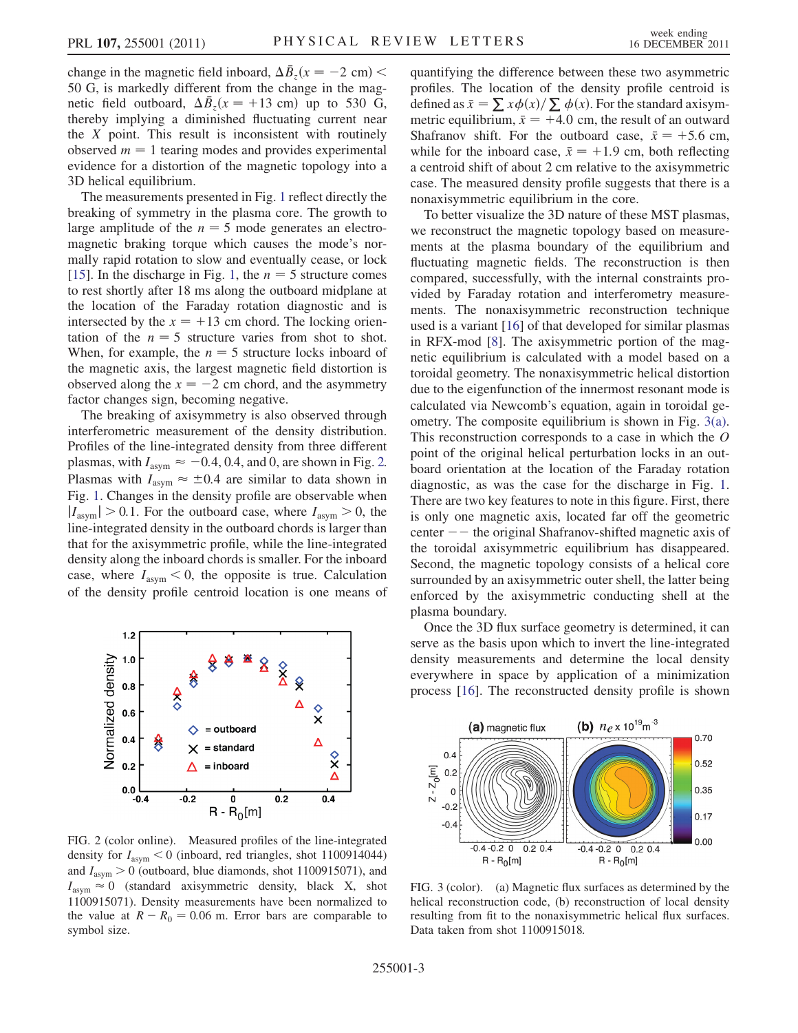change in the magnetic field inboard, $\Delta \bar{B}_z(x = -2\ \text{cm}) < 50$ G, is markedly different from the change in the magnetic field outboard, $\Delta \bar{B}_z(x = +13\ \text{cm})$ up to 530 G, thereby implying a diminished fluctuating current near the $X$ point. This result is inconsistent with routinely observed $m = 1$ tearing modes and provides experimental evidence for a distortion of the magnetic topology into a 3D helical equilibrium.

The measurements presented in Fig. 1 reflect directly the breaking of symmetry in the plasma core. The growth to large amplitude of the $n = 5$ mode generates an electromagnetic braking torque which causes the mode's normally rapid rotation to slow and eventually cease, or lock [15]. In the discharge in Fig. 1, the $n = 5$ structure comes to rest shortly after 18 ms along the outboard midplane at the location of the Faraday rotation diagnostic and is intersected by the $x = +13$ cm chord. The locking orientation of the $n = 5$ structure varies from shot to shot. When, for example, the $n = 5$ structure locks inboard of the magnetic axis, the largest magnetic field distortion is observed along the $x = -2$ cm chord, and the asymmetry factor changes sign, becoming negative.

The breaking of axisymmetry is also observed through interferometric measurement of the density distribution. Profiles of the line-integrated density from three different plasmas, with $I_{\text{asym}} \approx -0.4$, 0.4, and 0, are shown in Fig. 2. Plasmas with $I_{\text{asym}} \approx \pm 0.4$ are similar to data shown in Fig. 1. Changes in the density profile are observable when $|I_{\text{asym}}| > 0.1$. For the outboard case, where $I_{\text{asym}} > 0$, the line-integrated density in the outboard chords is larger than that for the axisymmetric profile, while the line-integrated density along the inboard chords is smaller. For the inboard case, where $I_{\text{asym}} < 0$, the opposite is true. Calculation of the density profile centroid location is one means of quantifying the difference between these two asymmetric profiles. The location of the density profile centroid is defined as $\bar{x} = \sum x\phi(x)/\sum \phi(x)$. For the standard axisymmetric equilibrium, $\bar{x} = +4.0$ cm, the result of an outward Shafranov shift. For the outboard case, $\bar{x} = +5.6$ cm, while for the inboard case, $\bar{x} = +1.9$ cm, both reflecting a centroid shift of about 2 cm relative to the axisymmetric case. The measured density profile suggests that there is a nonaxisymmetric equilibrium in the core.

FIG. 2 (color online). Measured profiles of the line-integrated density for $I_{\text{asym}} < 0$ (inboard, red triangles, shot 1100914044) and $I_{\text{asym}} > 0$ (outboard, blue diamonds, shot 1100915071), and $I_{\text{asym}} \approx 0$ (standard axisymmetric density, black X, shot 1100915071). Density measurements have been normalized to the value at $R - R_0 = 0.06$ m. Error bars are comparable to symbol size.

To better visualize the 3D nature of these MST plasmas, we reconstruct the magnetic topology based on measurements at the plasma boundary of the equilibrium and fluctuating magnetic fields. The reconstruction is then compared, successfully, with the internal constraints provided by Faraday rotation and interferometry measurements. The nonaxisymmetric reconstruction technique used is a variant [16] of that developed for similar plasmas in RFX-mod [8]. The axisymmetric portion of the magnetic equilibrium is calculated with a model based on a toroidal geometry. The nonaxisymmetric helical distortion due to the eigenfunction of the innermost resonant mode is calculated via Newcomb's equation, again in toroidal geometry. The composite equilibrium is shown in Fig. 3(a). This reconstruction corresponds to a case in which the $O$ point of the original helical perturbation locks in an outboard orientation at the location of the Faraday rotation diagnostic, as was the case for the discharge in Fig. 1. There are two key features to note in this figure. First, there is only one magnetic axis, located far off the geometric center -- the original Shafranov-shifted magnetic axis of the toroidal axisymmetric equilibrium has disappeared. Second, the magnetic topology consists of a helical core surrounded by an axisymmetric outer shell, the latter being enforced by the axisymmetric conducting shell at the plasma boundary.

Once the 3D flux surface geometry is determined, it can serve as the basis upon which to invert the line-integrated density measurements and determine the local density everywhere in space by application of a minimization process [16]. The reconstructed density profile is shown

FIG. 3 (color). (a) Magnetic flux surfaces as determined by the helical reconstruction code, (b) reconstruction of local density resulting from fit to the nonaxisymmetric helical flux surfaces. Data taken from shot 1100915018.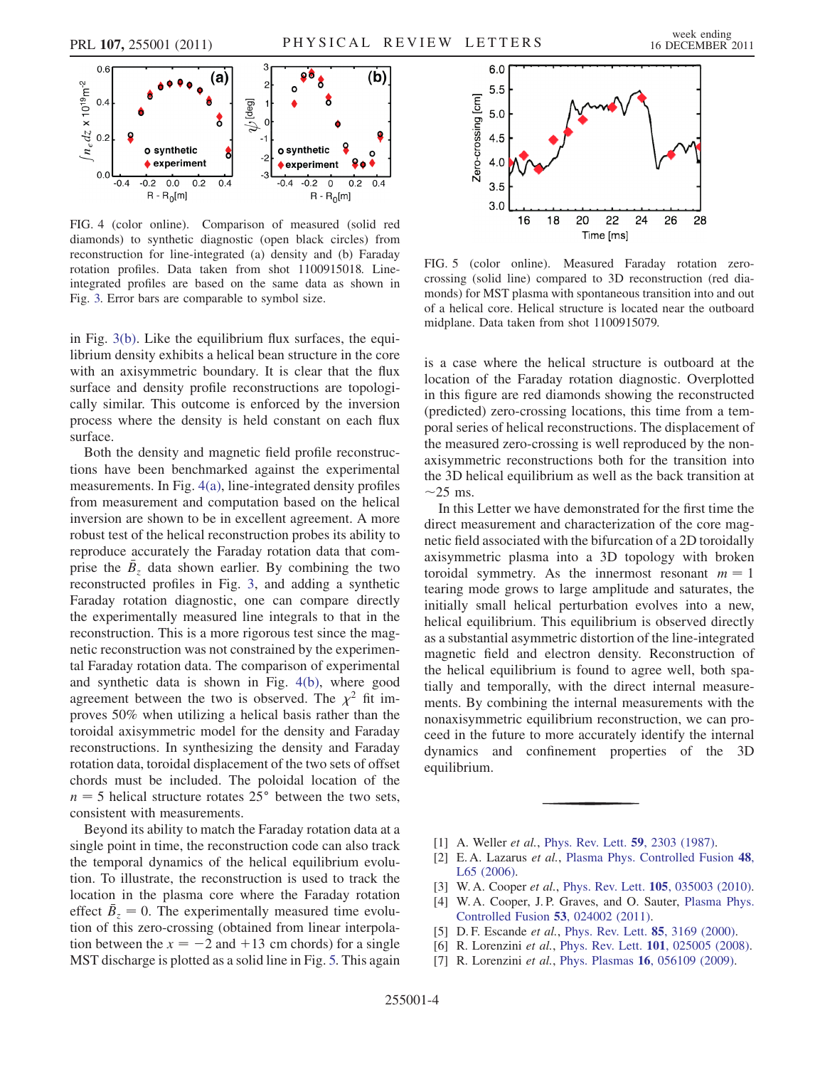FIG. 4 (color online). Comparison of measured (solid red diamonds) to synthetic diagnostic (open black circles) from reconstruction for line-integrated (a) density and (b) Faraday rotation profiles. Data taken from shot 1100915018. Line-integrated profiles are based on the same data as shown in Fig. 3. Error bars are comparable to symbol size.

in Fig. 3(b). Like the equilibrium flux surfaces, the equilibrium density exhibits a helical bean structure in the core with an axisymmetric boundary. It is clear that the flux surface and density profile reconstructions are topologically similar. This outcome is enforced by the inversion process where the density is held constant on each flux surface.

Both the density and magnetic field profile reconstructions have been benchmarked against the experimental measurements. In Fig. 4(a), line-integrated density profiles from measurement and computation based on the helical inversion are shown to be in excellent agreement. A more robust test of the helical reconstruction probes its ability to reproduce accurately the Faraday rotation data that comprise the $\bar{B}_z$ data shown earlier. By combining the two reconstructed profiles in Fig. 3, and adding a synthetic Faraday rotation diagnostic, one can compare directly the experimentally measured line integrals to that in the reconstruction. This is a more rigorous test since the magnetic reconstruction was not constrained by the experimental Faraday rotation data. The comparison of experimental and synthetic data is shown in Fig. 4(b), where good agreement between the two is observed. The $\chi^2$ fit improves 50% when utilizing a helical basis rather than the toroidal axisymmetric model for the density and Faraday reconstructions. In synthesizing the density and Faraday rotation data, toroidal displacement of the two sets of offset chords must be included. The poloidal location of the $n = 5$ helical structure rotates 25° between the two sets, consistent with measurements.

Beyond its ability to match the Faraday rotation data at a single point in time, the reconstruction code can also track the temporal dynamics of the helical equilibrium evolution. To illustrate, the reconstruction is used to track the location in the plasma core where the Faraday rotation effect $\bar{B}_z = 0$. The experimentally measured time evolution of this zero-crossing (obtained from linear interpolation between the $x = -2$ and $+13$ cm chords) for a single MST discharge is plotted as a solid line in Fig. 5. This again is a case where the helical structure is outboard at the location of the Faraday rotation diagnostic. Overplotted in this figure are red diamonds showing the reconstructed (predicted) zero-crossing locations, this time from a temporal series of helical reconstructions. The displacement of the measured zero-crossing is well reproduced by the nonaxisymmetric reconstructions both for the transition into the 3D helical equilibrium as well as the back transition at ~25 ms.

FIG. 5 (color online). Measured Faraday rotation zero-crossing (solid line) compared to 3D reconstruction (red diamonds) for MST plasma with spontaneous transition into and out of a helical core. Helical structure is located near the outboard midplane. Data taken from shot 1100915079.

In this Letter we have demonstrated for the first time the direct measurement and characterization of the core magnetic field associated with the bifurcation of a 2D toroidally axisymmetric plasma into a 3D topology with broken toroidal symmetry. As the innermost resonant $m = 1$ tearing mode grows to large amplitude and saturates, the initially small helical perturbation evolves into a new, helical equilibrium. This equilibrium is observed directly as a substantial asymmetric distortion of the line-integrated magnetic field and electron density. Reconstruction of the helical equilibrium is found to agree well, both spatially and temporally, with the direct internal measurements. By combining the internal measurements with the nonaxisymmetric equilibrium reconstruction, we can proceed in the future to more accurately identify the internal dynamics and confinement properties of the 3D equilibrium.

---

[1] A. Weller *et al.*, Phys. Rev. Lett. **59**, 2303 (1987).

[2] E. A. Lazarus *et al.*, Plasma Phys. Controlled Fusion **48**, L65 (2006).

[3] W. A. Cooper *et al.*, Phys. Rev. Lett. **105**, 035003 (2010).

[4] W. A. Cooper, J. P. Graves, and O. Sauter, Plasma Phys. Controlled Fusion **53**, 024002 (2011).

[5] D. F. Escande *et al.*, Phys. Rev. Lett. **85**, 3169 (2000).

[6] R. Lorenzini *et al.*, Phys. Rev. Lett. **101**, 025005 (2008).

[7] R. Lorenzini *et al.*, Phys. Plasmas **16**, 056109 (2009).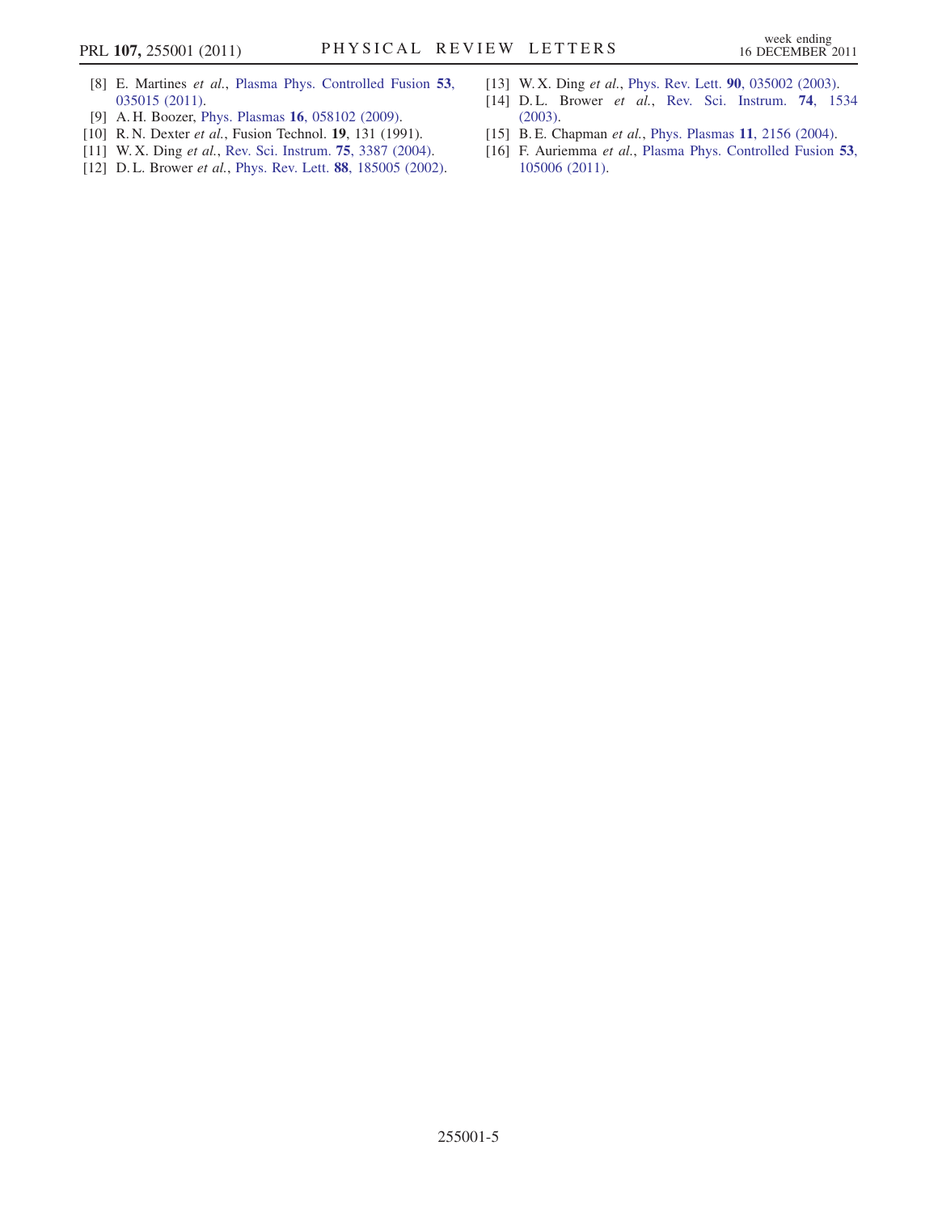[8] E. Martines *et al.*, Plasma Phys. Controlled Fusion **53**, 035015 (2011).

[9] A. H. Boozer, Phys. Plasmas **16**, 058102 (2009).

[10] R. N. Dexter *et al.*, Fusion Technol. **19**, 131 (1991).

[11] W. X. Ding *et al.*, Rev. Sci. Instrum. **75**, 3387 (2004).

[12] D. L. Brower *et al.*, Phys. Rev. Lett. **88**, 185005 (2002).

[13] W. X. Ding *et al.*, Phys. Rev. Lett. **90**, 035002 (2003).

[14] D. L. Brower *et al.*, Rev. Sci. Instrum. **74**, 1534 (2003).

[15] B. E. Chapman *et al.*, Phys. Plasmas **11**, 2156 (2004).

[16] F. Auriemma *et al.*, Plasma Phys. Controlled Fusion **53**, 105006 (2011).